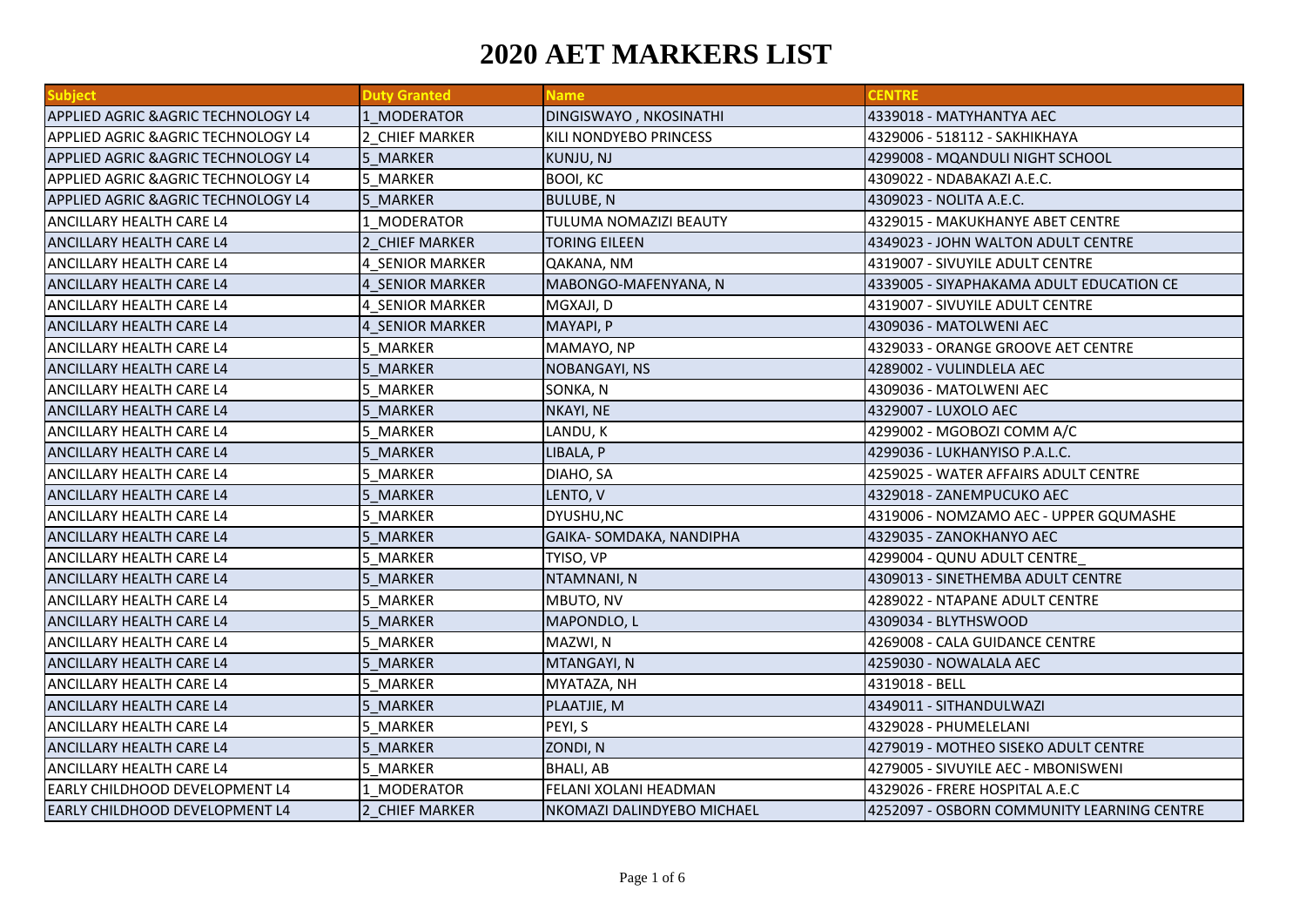# 2020 AET MARKERS LIST

| Subject | Duty Granted | Name | CENTRE |
|---|---|---|---|
| APPLIED AGRIC &AGRIC TECHNOLOGY L4 | 1_MODERATOR | DINGISWAYO , NKOSINATHI | 4339018 - MATYHANTYA AEC |
| APPLIED AGRIC &AGRIC TECHNOLOGY L4 | 2_CHIEF MARKER | KILI NONDYEBO PRINCESS | 4329006 - 518112 - SAKHIKHAYA |
| APPLIED AGRIC &AGRIC TECHNOLOGY L4 | 5_MARKER | KUNJU, NJ | 4299008 - MQANDULI NIGHT SCHOOL |
| APPLIED AGRIC &AGRIC TECHNOLOGY L4 | 5_MARKER | BOOI, KC | 4309022 - NDABAKAZI A.E.C. |
| APPLIED AGRIC &AGRIC TECHNOLOGY L4 | 5_MARKER | BULUBE, N | 4309023 - NOLITA A.E.C. |
| ANCILLARY HEALTH CARE L4 | 1_MODERATOR | TULUMA NOMAZIZI BEAUTY | 4329015 - MAKUKHANYE ABET CENTRE |
| ANCILLARY HEALTH CARE L4 | 2_CHIEF MARKER | TORING EILEEN | 4349023 - JOHN WALTON ADULT CENTRE |
| ANCILLARY HEALTH CARE L4 | 4_SENIOR MARKER | QAKANA, NM | 4319007 - SIVUYILE ADULT CENTRE |
| ANCILLARY HEALTH CARE L4 | 4_SENIOR MARKER | MABONGO-MAFENYANA, N | 4339005 - SIYAPHAKAMA ADULT EDUCATION CE |
| ANCILLARY HEALTH CARE L4 | 4_SENIOR MARKER | MGXAJI, D | 4319007 - SIVUYILE ADULT CENTRE |
| ANCILLARY HEALTH CARE L4 | 4_SENIOR MARKER | MAYAPI, P | 4309036 - MATOLWENI AEC |
| ANCILLARY HEALTH CARE L4 | 5_MARKER | MAMAYO, NP | 4329033 - ORANGE GROOVE AET CENTRE |
| ANCILLARY HEALTH CARE L4 | 5_MARKER | NOBANGAYI, NS | 4289002 - VULINDLELA AEC |
| ANCILLARY HEALTH CARE L4 | 5_MARKER | SONKA, N | 4309036 - MATOLWENI AEC |
| ANCILLARY HEALTH CARE L4 | 5_MARKER | NKAYI, NE | 4329007 - LUXOLO AEC |
| ANCILLARY HEALTH CARE L4 | 5_MARKER | LANDU, K | 4299002 - MGOBOZI COMM A/C |
| ANCILLARY HEALTH CARE L4 | 5_MARKER | LIBALA, P | 4299036 - LUKHANYISO P.A.L.C. |
| ANCILLARY HEALTH CARE L4 | 5_MARKER | DIAHO, SA | 4259025 - WATER AFFAIRS ADULT CENTRE |
| ANCILLARY HEALTH CARE L4 | 5_MARKER | LENTO, V | 4329018 - ZANEMPUCUKO AEC |
| ANCILLARY HEALTH CARE L4 | 5_MARKER | DYUSHU,NC | 4319006 - NOMZAMO AEC - UPPER GQUMASHE |
| ANCILLARY HEALTH CARE L4 | 5_MARKER | GAIKA- SOMDAKA, NANDIPHA | 4329035 - ZANOKHANYO AEC |
| ANCILLARY HEALTH CARE L4 | 5_MARKER | TYISO, VP | 4299004 - QUNU ADULT CENTRE_ |
| ANCILLARY HEALTH CARE L4 | 5_MARKER | NTAMNANI, N | 4309013 - SINETHEMBA ADULT CENTRE |
| ANCILLARY HEALTH CARE L4 | 5_MARKER | MBUTO, NV | 4289022 - NTAPANE ADULT CENTRE |
| ANCILLARY HEALTH CARE L4 | 5_MARKER | MAPONDLO, L | 4309034 - BLYTHSWOOD |
| ANCILLARY HEALTH CARE L4 | 5_MARKER | MAZWI, N | 4269008 - CALA GUIDANCE CENTRE |
| ANCILLARY HEALTH CARE L4 | 5_MARKER | MTANGAYI, N | 4259030 - NOWALALA AEC |
| ANCILLARY HEALTH CARE L4 | 5_MARKER | MYATAZA, NH | 4319018 - BELL |
| ANCILLARY HEALTH CARE L4 | 5_MARKER | PLAATJIE, M | 4349011 - SITHANDULWAZI |
| ANCILLARY HEALTH CARE L4 | 5_MARKER | PEYI, S | 4329028 - PHUMELELANI |
| ANCILLARY HEALTH CARE L4 | 5_MARKER | ZONDI, N | 4279019 - MOTHEO SISEKO ADULT CENTRE |
| ANCILLARY HEALTH CARE L4 | 5_MARKER | BHALI, AB | 4279005 - SIVUYILE AEC - MBONISWENI |
| EARLY CHILDHOOD DEVELOPMENT L4 | 1_MODERATOR | FELANI XOLANI HEADMAN | 4329026 - FRERE HOSPITAL A.E.C |
| EARLY CHILDHOOD DEVELOPMENT L4 | 2_CHIEF MARKER | NKOMAZI DALINDYEBO MICHAEL | 4252097 - OSBORN COMMUNITY LEARNING CENTRE |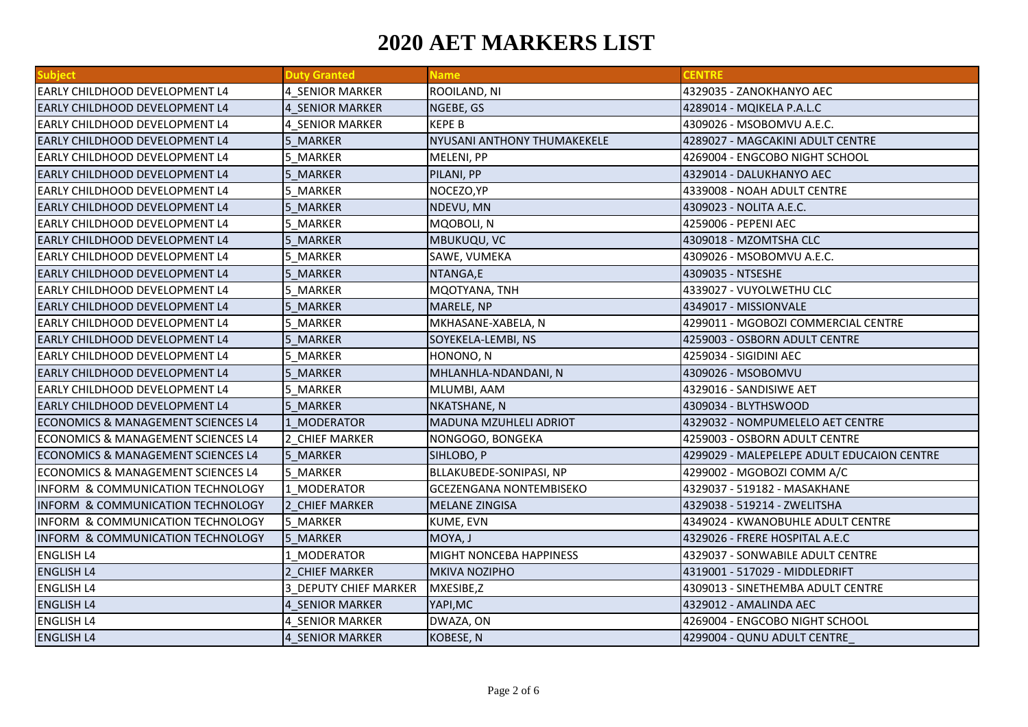# 2020 AET MARKERS LIST

| Subject | Duty Granted | Name | CENTRE |
|---|---|---|---|
| EARLY CHILDHOOD DEVELOPMENT L4 | 4_SENIOR MARKER | ROOILAND, NI | 4329035 - ZANOKHANYO AEC |
| EARLY CHILDHOOD DEVELOPMENT L4 | 4_SENIOR MARKER | NGEBE, GS | 4289014 - MQIKELA P.A.L.C |
| EARLY CHILDHOOD DEVELOPMENT L4 | 4_SENIOR MARKER | KEPE B | 4309026 - MSOBOMVU A.E.C. |
| EARLY CHILDHOOD DEVELOPMENT L4 | 5_MARKER | NYUSANI ANTHONY THUMAKEKELE | 4289027 - MAGCAKINI ADULT CENTRE |
| EARLY CHILDHOOD DEVELOPMENT L4 | 5_MARKER | MELENI, PP | 4269004 - ENGCOBO NIGHT SCHOOL |
| EARLY CHILDHOOD DEVELOPMENT L4 | 5_MARKER | PILANI, PP | 4329014 - DALUKHANYO AEC |
| EARLY CHILDHOOD DEVELOPMENT L4 | 5_MARKER | NOCEZO,YP | 4339008 - NOAH ADULT CENTRE |
| EARLY CHILDHOOD DEVELOPMENT L4 | 5_MARKER | NDEVU, MN | 4309023 - NOLITA A.E.C. |
| EARLY CHILDHOOD DEVELOPMENT L4 | 5_MARKER | MQOBOLI, N | 4259006 - PEPENI AEC |
| EARLY CHILDHOOD DEVELOPMENT L4 | 5_MARKER | MBUKUQU, VC | 4309018 - MZOMTSHA CLC |
| EARLY CHILDHOOD DEVELOPMENT L4 | 5_MARKER | SAWE, VUMEKA | 4309026 - MSOBOMVU A.E.C. |
| EARLY CHILDHOOD DEVELOPMENT L4 | 5_MARKER | NTANGA,E | 4309035 - NTSESHE |
| EARLY CHILDHOOD DEVELOPMENT L4 | 5_MARKER | MQOTYANA, TNH | 4339027 - VUYOLWETHU CLC |
| EARLY CHILDHOOD DEVELOPMENT L4 | 5_MARKER | MARELE, NP | 4349017 - MISSIONVALE |
| EARLY CHILDHOOD DEVELOPMENT L4 | 5_MARKER | MKHASANE-XABELA, N | 4299011 - MGOBOZI COMMERCIAL CENTRE |
| EARLY CHILDHOOD DEVELOPMENT L4 | 5_MARKER | SOYEKELA-LEMBI, NS | 4259003 - OSBORN ADULT CENTRE |
| EARLY CHILDHOOD DEVELOPMENT L4 | 5_MARKER | HONONO, N | 4259034 - SIGIDINI AEC |
| EARLY CHILDHOOD DEVELOPMENT L4 | 5_MARKER | MHLANHLA-NDANDANI, N | 4309026 - MSOBOMVU |
| EARLY CHILDHOOD DEVELOPMENT L4 | 5_MARKER | MLUMBI, AAM | 4329016 - SANDISIWE AET |
| EARLY CHILDHOOD DEVELOPMENT L4 | 5_MARKER | NKATSHANE, N | 4309034 - BLYTHSWOOD |
| ECONOMICS & MANAGEMENT SCIENCES L4 | 1_MODERATOR | MADUNA MZUHLELI ADRIOT | 4329032 - NOMPUMELELO AET CENTRE |
| ECONOMICS & MANAGEMENT SCIENCES L4 | 2_CHIEF MARKER | NONGOGO, BONGEKA | 4259003 - OSBORN ADULT CENTRE |
| ECONOMICS & MANAGEMENT SCIENCES L4 | 5_MARKER | SIHLOBO, P | 4299029 - MALEPELEPE ADULT EDUCAION CENTRE |
| ECONOMICS & MANAGEMENT SCIENCES L4 | 5_MARKER | BLLAKUBEDE-SONIPASI, NP | 4299002 - MGOBOZI COMM A/C |
| INFORM & COMMUNICATION TECHNOLOGY | 1_MODERATOR | GCEZENGANA NONTEMBISEKO | 4329037 - 519182 - MASAKHANE |
| INFORM & COMMUNICATION TECHNOLOGY | 2_CHIEF MARKER | MELANE ZINGISA | 4329038 - 519214 - ZWELITSHA |
| INFORM & COMMUNICATION TECHNOLOGY | 5_MARKER | KUME, EVN | 4349024 - KWANOBUHLE ADULT CENTRE |
| INFORM & COMMUNICATION TECHNOLOGY | 5_MARKER | MOYA, J | 4329026 - FRERE HOSPITAL A.E.C |
| ENGLISH L4 | 1_MODERATOR | MIGHT NONCEBA HAPPINESS | 4329037 - SONWABILE ADULT CENTRE |
| ENGLISH L4 | 2_CHIEF MARKER | MKIVA NOZIPHO | 4319001 - 517029 - MIDDLEDRIFT |
| ENGLISH L4 | 3_DEPUTY CHIEF MARKER | MXESIBE,Z | 4309013 - SINETHEMBA ADULT CENTRE |
| ENGLISH L4 | 4_SENIOR MARKER | YAPI,MC | 4329012 - AMALINDA AEC |
| ENGLISH L4 | 4_SENIOR MARKER | DWAZA, ON | 4269004 - ENGCOBO NIGHT SCHOOL |
| ENGLISH L4 | 4_SENIOR MARKER | KOBESE, N | 4299004 - QUNU ADULT CENTRE_ |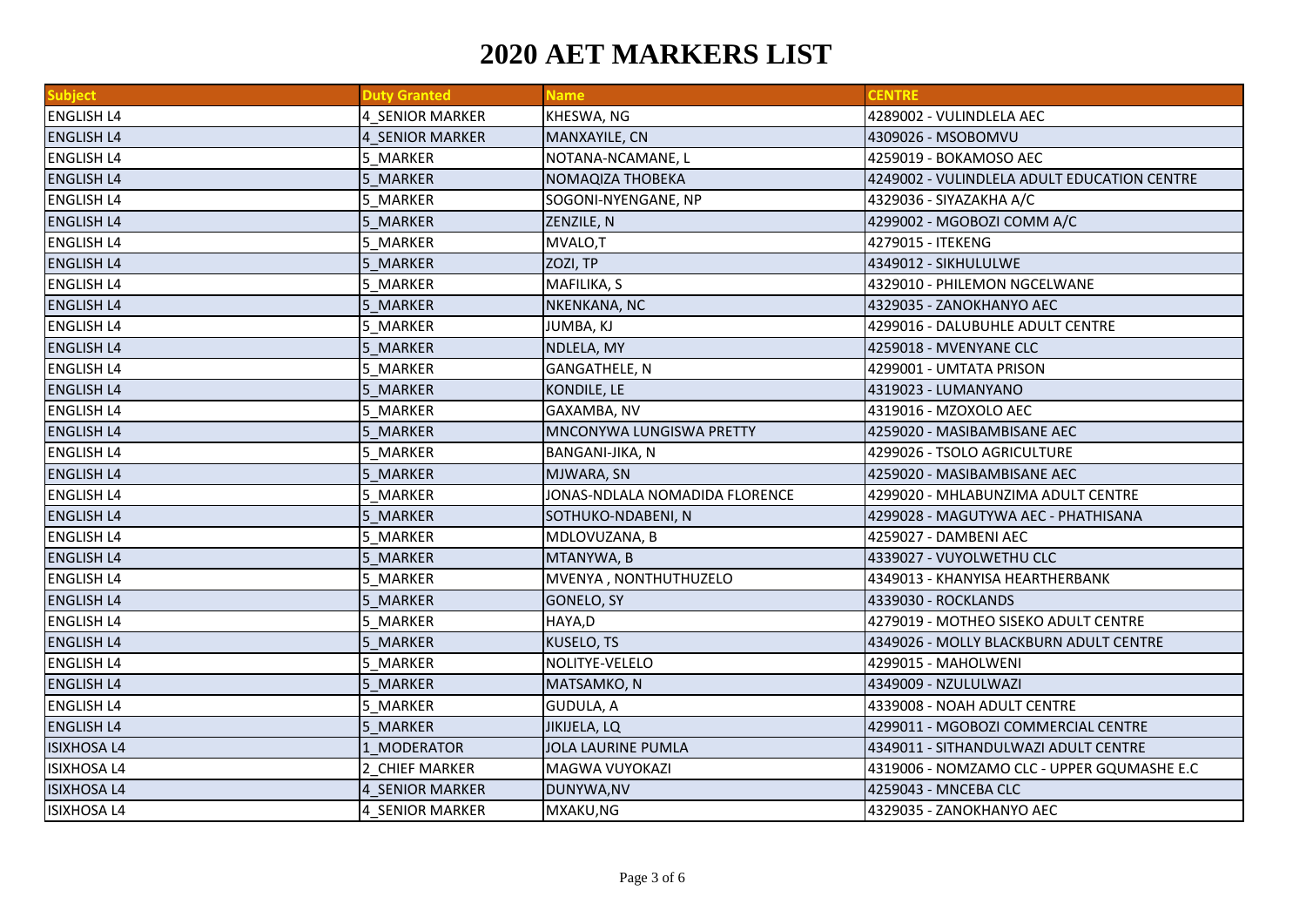# 2020 AET MARKERS LIST

| Subject | Duty Granted | Name | CENTRE |
|---|---|---|---|
| ENGLISH L4 | 4_SENIOR MARKER | KHESWA, NG | 4289002 - VULINDLELA AEC |
| ENGLISH L4 | 4_SENIOR MARKER | MANXAYILE, CN | 4309026 - MSOBOMVU |
| ENGLISH L4 | 5_MARKER | NOTANA-NCAMANE, L | 4259019 - BOKAMOSO AEC |
| ENGLISH L4 | 5_MARKER | NOMAQIZA THOBEKA | 4249002 - VULINDLELA ADULT EDUCATION CENTRE |
| ENGLISH L4 | 5_MARKER | SOGONI-NYENGANE, NP | 4329036 - SIYAZAKHA A/C |
| ENGLISH L4 | 5_MARKER | ZENZILE, N | 4299002 - MGOBOZI COMM A/C |
| ENGLISH L4 | 5_MARKER | MVALO,T | 4279015 - ITEKENG |
| ENGLISH L4 | 5_MARKER | ZOZI, TP | 4349012 - SIKHULULWE |
| ENGLISH L4 | 5_MARKER | MAFILIKA, S | 4329010 - PHILEMON NGCELWANE |
| ENGLISH L4 | 5_MARKER | NKENKANA, NC | 4329035 - ZANOKHANYO AEC |
| ENGLISH L4 | 5_MARKER | JUMBA, KJ | 4299016 - DALUBUHLE ADULT CENTRE |
| ENGLISH L4 | 5_MARKER | NDLELA, MY | 4259018 - MVENYANE CLC |
| ENGLISH L4 | 5_MARKER | GANGATHELE, N | 4299001 - UMTATA PRISON |
| ENGLISH L4 | 5_MARKER | KONDILE, LE | 4319023 - LUMANYANO |
| ENGLISH L4 | 5_MARKER | GAXAMBA, NV | 4319016 - MZOXOLO AEC |
| ENGLISH L4 | 5_MARKER | MNCONYWA LUNGISWA PRETTY | 4259020 - MASIBAMBISANE AEC |
| ENGLISH L4 | 5_MARKER | BANGANI-JIKA, N | 4299026 - TSOLO AGRICULTURE |
| ENGLISH L4 | 5_MARKER | MJWARA, SN | 4259020 - MASIBAMBISANE AEC |
| ENGLISH L4 | 5_MARKER | JONAS-NDLALA NOMADIDA FLORENCE | 4299020 - MHLABUNZIMA ADULT CENTRE |
| ENGLISH L4 | 5_MARKER | SOTHUKO-NDABENI, N | 4299028 - MAGUTYWA AEC - PHATHISANA |
| ENGLISH L4 | 5_MARKER | MDLOVUZANA, B | 4259027 - DAMBENI AEC |
| ENGLISH L4 | 5_MARKER | MTANYWA, B | 4339027 - VUYOLWETHU CLC |
| ENGLISH L4 | 5_MARKER | MVENYA , NONTHUTHUZELO | 4349013 - KHANYISA HEARTHERBANK |
| ENGLISH L4 | 5_MARKER | GONELO, SY | 4339030 - ROCKLANDS |
| ENGLISH L4 | 5_MARKER | HAYA,D | 4279019 - MOTHEO SISEKO ADULT CENTRE |
| ENGLISH L4 | 5_MARKER | KUSELO, TS | 4349026 - MOLLY BLACKBURN ADULT CENTRE |
| ENGLISH L4 | 5_MARKER | NOLITYE-VELELO | 4299015 - MAHOLWENI |
| ENGLISH L4 | 5_MARKER | MATSAMKO, N | 4349009 - NZULULWAZI |
| ENGLISH L4 | 5_MARKER | GUDULA, A | 4339008 - NOAH ADULT CENTRE |
| ENGLISH L4 | 5_MARKER | JIKIJELA, LQ | 4299011 - MGOBOZI COMMERCIAL CENTRE |
| ISIXHOSA L4 | 1_MODERATOR | JOLA LAURINE PUMLA | 4349011 - SITHANDULWAZI ADULT CENTRE |
| ISIXHOSA L4 | 2_CHIEF MARKER | MAGWA VUYOKAZI | 4319006 - NOMZAMO CLC - UPPER GQUMASHE E.C |
| ISIXHOSA L4 | 4_SENIOR MARKER | DUNYWA,NV | 4259043 - MNCEBA CLC |
| ISIXHOSA L4 | 4_SENIOR MARKER | MXAKU,NG | 4329035 - ZANOKHANYO AEC |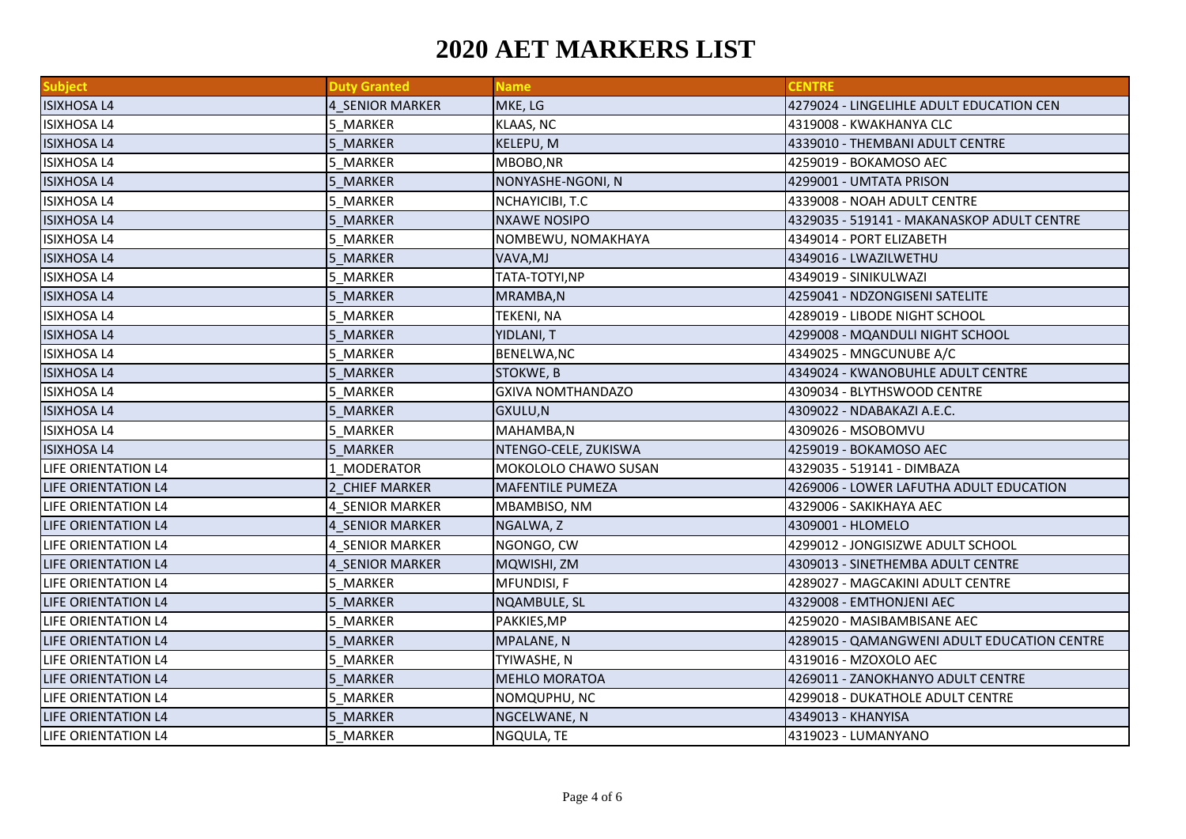# 2020 AET MARKERS LIST

| Subject | Duty Granted | Name | CENTRE |
|---|---|---|---|
| ISIXHOSA L4 | 4_SENIOR MARKER | MKE, LG | 4279024 - LINGELIHLE ADULT EDUCATION CEN |
| ISIXHOSA L4 | 5_MARKER | KLAAS, NC | 4319008 - KWAKHANYA CLC |
| ISIXHOSA L4 | 5_MARKER | KELEPU, M | 4339010 - THEMBANI ADULT CENTRE |
| ISIXHOSA L4 | 5_MARKER | MBOBO,NR | 4259019 - BOKAMOSO AEC |
| ISIXHOSA L4 | 5_MARKER | NONYASHE-NGONI, N | 4299001 - UMTATA PRISON |
| ISIXHOSA L4 | 5_MARKER | NCHAYICIBI, T.C | 4339008 - NOAH ADULT CENTRE |
| ISIXHOSA L4 | 5_MARKER | NXAWE NOSIPO | 4329035 - 519141 - MAKANASKOP ADULT CENTRE |
| ISIXHOSA L4 | 5_MARKER | NOMBEWU, NOMAKHAYA | 4349014 - PORT ELIZABETH |
| ISIXHOSA L4 | 5_MARKER | VAVA,MJ | 4349016 - LWAZILWETHU |
| ISIXHOSA L4 | 5_MARKER | TATA-TOTYI,NP | 4349019 - SINIKULWAZI |
| ISIXHOSA L4 | 5_MARKER | MRAMBA,N | 4259041 - NDZONGISENI SATELITE |
| ISIXHOSA L4 | 5_MARKER | TEKENI, NA | 4289019 - LIBODE NIGHT SCHOOL |
| ISIXHOSA L4 | 5_MARKER | YIDLANI, T | 4299008 - MQANDULI NIGHT SCHOOL |
| ISIXHOSA L4 | 5_MARKER | BENELWA,NC | 4349025 - MNGCUNUBE A/C |
| ISIXHOSA L4 | 5_MARKER | STOKWE, B | 4349024 - KWANOBUHLE ADULT CENTRE |
| ISIXHOSA L4 | 5_MARKER | GXIVA NOMTHANDAZO | 4309034 - BLYTHSWOOD CENTRE |
| ISIXHOSA L4 | 5_MARKER | GXULU,N | 4309022 - NDABAKAZI A.E.C. |
| ISIXHOSA L4 | 5_MARKER | MAHAMBA,N | 4309026 - MSOBOMVU |
| ISIXHOSA L4 | 5_MARKER | NTENGO-CELE, ZUKISWA | 4259019 - BOKAMOSO AEC |
| LIFE ORIENTATION L4 | 1_MODERATOR | MOKOLOLO CHAWO SUSAN | 4329035 - 519141 - DIMBAZA |
| LIFE ORIENTATION L4 | 2_CHIEF MARKER | MAFENTILE PUMEZA | 4269006 - LOWER LAFUTHA ADULT EDUCATION |
| LIFE ORIENTATION L4 | 4_SENIOR MARKER | MBAMBISO, NM | 4329006 - SAKIKHAYA AEC |
| LIFE ORIENTATION L4 | 4_SENIOR MARKER | NGALWA, Z | 4309001 - HLOMELO |
| LIFE ORIENTATION L4 | 4_SENIOR MARKER | NGONGO, CW | 4299012 - JONGISIZWE ADULT SCHOOL |
| LIFE ORIENTATION L4 | 4_SENIOR MARKER | MQWISHI, ZM | 4309013 - SINETHEMBA ADULT CENTRE |
| LIFE ORIENTATION L4 | 5_MARKER | MFUNDISI, F | 4289027 - MAGCAKINI ADULT CENTRE |
| LIFE ORIENTATION L4 | 5_MARKER | NQAMBULE, SL | 4329008 - EMTHONJENI AEC |
| LIFE ORIENTATION L4 | 5_MARKER | PAKKIES,MP | 4259020 - MASIBAMBISANE AEC |
| LIFE ORIENTATION L4 | 5_MARKER | MPALANE, N | 4289015 - QAMANGWENI ADULT EDUCATION CENTRE |
| LIFE ORIENTATION L4 | 5_MARKER | TYIWASHE, N | 4319016 - MZOXOLO AEC |
| LIFE ORIENTATION L4 | 5_MARKER | MEHLO MORATOA | 4269011 - ZANOKHANYO ADULT CENTRE |
| LIFE ORIENTATION L4 | 5_MARKER | NOMQUPHU, NC | 4299018 - DUKATHOLE ADULT CENTRE |
| LIFE ORIENTATION L4 | 5_MARKER | NGCELWANE, N | 4349013 - KHANYISA |
| LIFE ORIENTATION L4 | 5_MARKER | NGQULA, TE | 4319023 - LUMANYANO |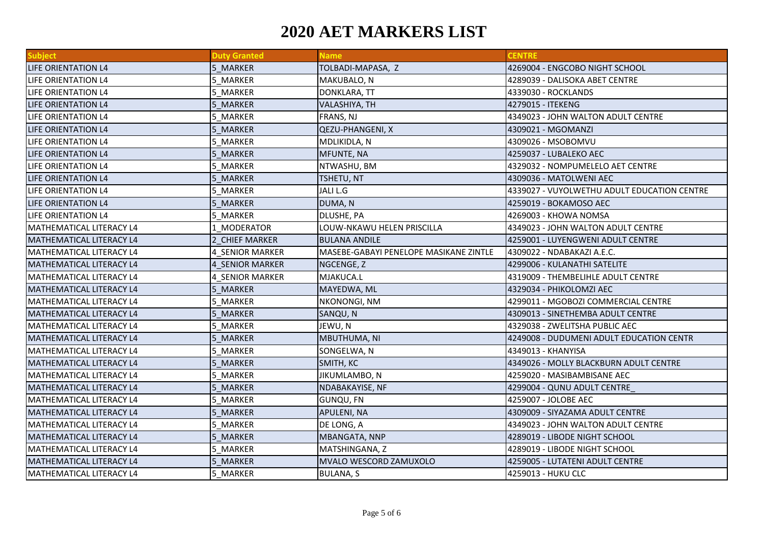# 2020 AET MARKERS LIST

| Subject | Duty Granted | Name | CENTRE |
|---|---|---|---|
| LIFE ORIENTATION L4 | 5_MARKER | TOLBADI-MAPASA, Z | 4269004 - ENGCOBO NIGHT SCHOOL |
| LIFE ORIENTATION L4 | 5_MARKER | MAKUBALO, N | 4289039 - DALISOKA ABET CENTRE |
| LIFE ORIENTATION L4 | 5_MARKER | DONKLARA, TT | 4339030 - ROCKLANDS |
| LIFE ORIENTATION L4 | 5_MARKER | VALASHIYA, TH | 4279015 - ITEKENG |
| LIFE ORIENTATION L4 | 5_MARKER | FRANS, NJ | 4349023 - JOHN WALTON ADULT CENTRE |
| LIFE ORIENTATION L4 | 5_MARKER | QEZU-PHANGENI, X | 4309021 - MGOMANZI |
| LIFE ORIENTATION L4 | 5_MARKER | MDLIKIDLA, N | 4309026 - MSOBOMVU |
| LIFE ORIENTATION L4 | 5_MARKER | MFUNTE, NA | 4259037 - LUBALEKO AEC |
| LIFE ORIENTATION L4 | 5_MARKER | NTWASHU, BM | 4329032 - NOMPUMELELO AET CENTRE |
| LIFE ORIENTATION L4 | 5_MARKER | TSHETU, NT | 4309036 - MATOLWENI AEC |
| LIFE ORIENTATION L4 | 5_MARKER | JALI L.G | 4339027 - VUYOLWETHU ADULT EDUCATION CENTRE |
| LIFE ORIENTATION L4 | 5_MARKER | DUMA, N | 4259019 - BOKAMOSO AEC |
| LIFE ORIENTATION L4 | 5_MARKER | DLUSHE, PA | 4269003 - KHOWA NOMSA |
| MATHEMATICAL LITERACY L4 | 1_MODERATOR | LOUW-NKAWU HELEN PRISCILLA | 4349023 - JOHN WALTON ADULT CENTRE |
| MATHEMATICAL LITERACY L4 | 2_CHIEF MARKER | BULANA ANDILE | 4259001 - LUYENGWENI ADULT CENTRE |
| MATHEMATICAL LITERACY L4 | 4_SENIOR MARKER | MASEBE-GABAYI PENELOPE MASIKANE ZINTLE | 4309022 - NDABAKAZI A.E.C. |
| MATHEMATICAL LITERACY L4 | 4_SENIOR MARKER | NGCENGE, Z | 4299006 - KULANATHI SATELITE |
| MATHEMATICAL LITERACY L4 | 4_SENIOR MARKER | MJAKUCA.L | 4319009 - THEMBELIHLE ADULT CENTRE |
| MATHEMATICAL LITERACY L4 | 5_MARKER | MAYEDWA, ML | 4329034 - PHIKOLOMZI AEC |
| MATHEMATICAL LITERACY L4 | 5_MARKER | NKONONGI, NM | 4299011 - MGOBOZI COMMERCIAL CENTRE |
| MATHEMATICAL LITERACY L4 | 5_MARKER | SANQU, N | 4309013 - SINETHEMBA ADULT CENTRE |
| MATHEMATICAL LITERACY L4 | 5_MARKER | JEWU, N | 4329038 - ZWELITSHA PUBLIC AEC |
| MATHEMATICAL LITERACY L4 | 5_MARKER | MBUTHUMA, NI | 4249008 - DUDUMENI ADULT EDUCATION CENTR |
| MATHEMATICAL LITERACY L4 | 5_MARKER | SONGELWA, N | 4349013 - KHANYISA |
| MATHEMATICAL LITERACY L4 | 5_MARKER | SMITH, KC | 4349026 - MOLLY BLACKBURN ADULT CENTRE |
| MATHEMATICAL LITERACY L4 | 5_MARKER | JIKUMLAMBO, N | 4259020 - MASIBAMBISANE AEC |
| MATHEMATICAL LITERACY L4 | 5_MARKER | NDABAKAYISE, NF | 4299004 - QUNU ADULT CENTRE_ |
| MATHEMATICAL LITERACY L4 | 5_MARKER | GUNQU, FN | 4259007 - JOLOBE AEC |
| MATHEMATICAL LITERACY L4 | 5_MARKER | APULENI, NA | 4309009 - SIYAZAMA ADULT CENTRE |
| MATHEMATICAL LITERACY L4 | 5_MARKER | DE LONG, A | 4349023 - JOHN WALTON ADULT CENTRE |
| MATHEMATICAL LITERACY L4 | 5_MARKER | MBANGATA, NNP | 4289019 - LIBODE NIGHT SCHOOL |
| MATHEMATICAL LITERACY L4 | 5_MARKER | MATSHINGANA, Z | 4289019 - LIBODE NIGHT SCHOOL |
| MATHEMATICAL LITERACY L4 | 5_MARKER | MVALO WESCORD ZAMUXOLO | 4259005 - LUTATENI ADULT CENTRE |
| MATHEMATICAL LITERACY L4 | 5_MARKER | BULANA, S | 4259013 - HUKU CLC |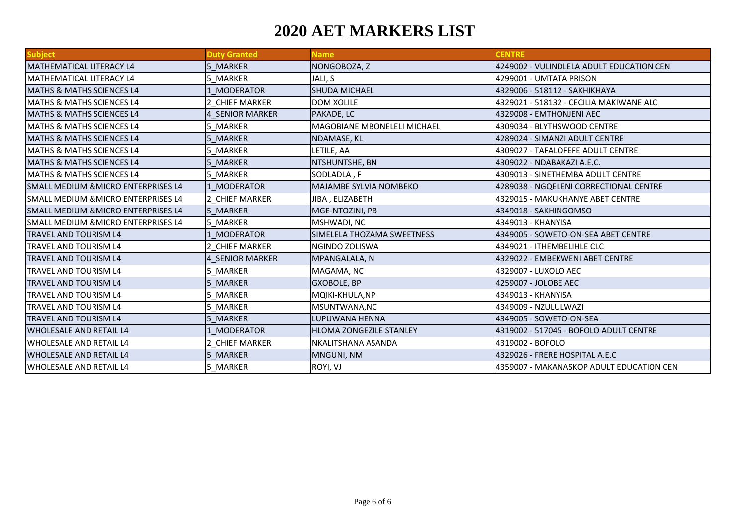# 2020 AET MARKERS LIST

| Subject | Duty Granted | Name | CENTRE |
|---|---|---|---|
| MATHEMATICAL LITERACY L4 | 5_MARKER | NONGOBOZA, Z | 4249002 - VULINDLELA ADULT EDUCATION CEN |
| MATHEMATICAL LITERACY L4 | 5_MARKER | JALI, S | 4299001 - UMTATA PRISON |
| MATHS & MATHS SCIENCES L4 | 1_MODERATOR | SHUDA MICHAEL | 4329006 - 518112 - SAKHIKHAYA |
| MATHS & MATHS SCIENCES L4 | 2_CHIEF MARKER | DOM XOLILE | 4329021 - 518132 - CECILIA MAKIWANE ALC |
| MATHS & MATHS SCIENCES L4 | 4_SENIOR MARKER | PAKADE, LC | 4329008 - EMTHONJENI AEC |
| MATHS & MATHS SCIENCES L4 | 5_MARKER | MAGOBIANE MBONELELI MICHAEL | 4309034 - BLYTHSWOOD CENTRE |
| MATHS & MATHS SCIENCES L4 | 5_MARKER | NDAMASE, KL | 4289024 - SIMANZI ADULT CENTRE |
| MATHS & MATHS SCIENCES L4 | 5_MARKER | LETILE, AA | 4309027 - TAFALOFEFE ADULT CENTRE |
| MATHS & MATHS SCIENCES L4 | 5_MARKER | NTSHUNTSHE, BN | 4309022 - NDABAKAZI A.E.C. |
| MATHS & MATHS SCIENCES L4 | 5_MARKER | SODLADLA , F | 4309013 - SINETHEMBA ADULT CENTRE |
| SMALL MEDIUM &MICRO ENTERPRISES L4 | 1_MODERATOR | MAJAMBE SYLVIA NOMBEKO | 4289038 - NGQELENI CORRECTIONAL CENTRE |
| SMALL MEDIUM &MICRO ENTERPRISES L4 | 2_CHIEF MARKER | JIBA , ELIZABETH | 4329015 - MAKUKHANYE ABET CENTRE |
| SMALL MEDIUM &MICRO ENTERPRISES L4 | 5_MARKER | MGE-NTOZINI, PB | 4349018 - SAKHINGOMSO |
| SMALL MEDIUM &MICRO ENTERPRISES L4 | 5_MARKER | MSHWADI, NC | 4349013 - KHANYISA |
| TRAVEL AND TOURISM L4 | 1_MODERATOR | SIMELELA THOZAMA SWEETNESS | 4349005 - SOWETO-ON-SEA ABET CENTRE |
| TRAVEL AND TOURISM L4 | 2_CHIEF MARKER | NGINDO ZOLISWA | 4349021 - ITHEMBELIHLE CLC |
| TRAVEL AND TOURISM L4 | 4_SENIOR MARKER | MPANGALALA, N | 4329022 - EMBEKWENI ABET CENTRE |
| TRAVEL AND TOURISM L4 | 5_MARKER | MAGAMA, NC | 4329007 - LUXOLO AEC |
| TRAVEL AND TOURISM L4 | 5_MARKER | GXOBOLE, BP | 4259007 - JOLOBE AEC |
| TRAVEL AND TOURISM L4 | 5_MARKER | MQIKI-KHULA,NP | 4349013 - KHANYISA |
| TRAVEL AND TOURISM L4 | 5_MARKER | MSUNTWANA,NC | 4349009 - NZULULWAZI |
| TRAVEL AND TOURISM L4 | 5_MARKER | LUPUWANA HENNA | 4349005 - SOWETO-ON-SEA |
| WHOLESALE AND RETAIL L4 | 1_MODERATOR | HLOMA ZONGEZILE STANLEY | 4319002 - 517045 - BOFOLO ADULT CENTRE |
| WHOLESALE AND RETAIL L4 | 2_CHIEF MARKER | NKALITSHANA ASANDA | 4319002 - BOFOLO |
| WHOLESALE AND RETAIL L4 | 5_MARKER | MNGUNI, NM | 4329026 - FRERE HOSPITAL A.E.C |
| WHOLESALE AND RETAIL L4 | 5_MARKER | ROYI, VJ | 4359007 - MAKANASKOP ADULT EDUCATION CEN |